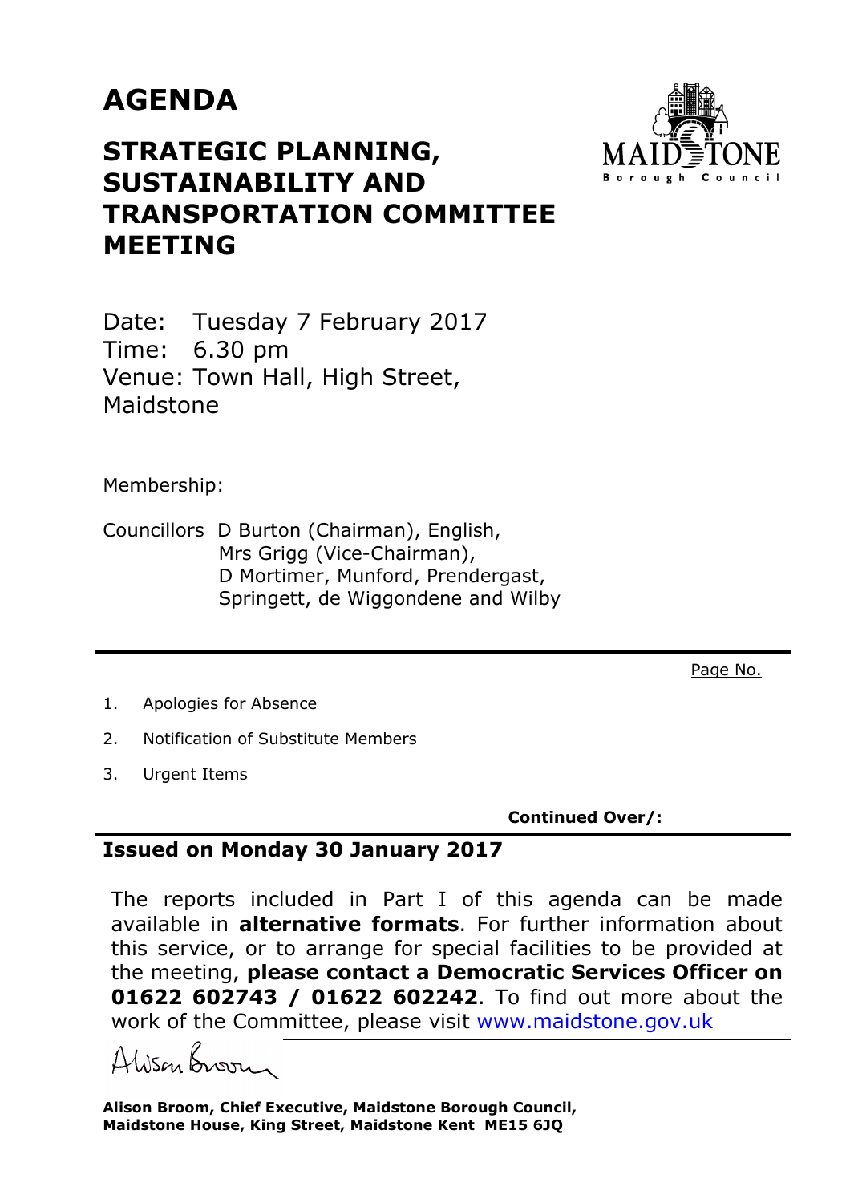# AGENDA

## STRATEGIC PLANNING, SUSTAINABILITY AND TRANSPORTATION COMMITTEE MEETING

Date: Tuesday 7 February 2017
Time: 6.30 pm
Venue: Town Hall, High Street, Maidstone

Membership:

Councillors D Burton (Chairman), English, Mrs Grigg (Vice-Chairman), D Mortimer, Munford, Prendergast, Springett, de Wiggondene and Wilby

---

Page No.

1. Apologies for Absence
2. Notification of Substitute Members
3. Urgent Items

**Continued Over/:**

---

**Issued on Monday 30 January 2017**

The reports included in Part I of this agenda can be made available in **alternative formats**. For further information about this service, or to arrange for special facilities to be provided at the meeting, **please contact a Democratic Services Officer on 01622 602743 / 01622 602242**. To find out more about the work of the Committee, please visit www.maidstone.gov.uk

Alison Broom

**Alison Broom, Chief Executive, Maidstone Borough Council, Maidstone House, King Street, Maidstone Kent ME15 6JQ**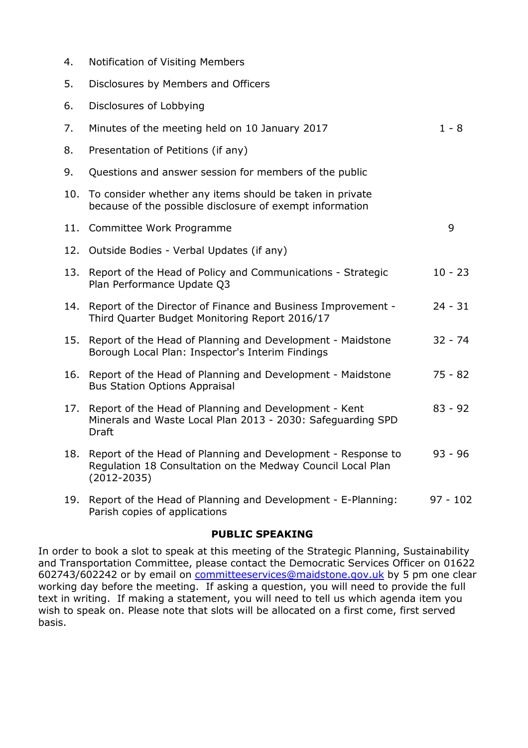| | | |
|---|---|---|
| 4. | Notification of Visiting Members | |
| 5. | Disclosures by Members and Officers | |
| 6. | Disclosures of Lobbying | |
| 7. | Minutes of the meeting held on 10 January 2017 | 1 - 8 |
| 8. | Presentation of Petitions (if any) | |
| 9. | Questions and answer session for members of the public | |
| 10. | To consider whether any items should be taken in private because of the possible disclosure of exempt information | |
| 11. | Committee Work Programme | 9 |
| 12. | Outside Bodies - Verbal Updates (if any) | |
| 13. | Report of the Head of Policy and Communications - Strategic Plan Performance Update Q3 | 10 - 23 |
| 14. | Report of the Director of Finance and Business Improvement - Third Quarter Budget Monitoring Report 2016/17 | 24 - 31 |
| 15. | Report of the Head of Planning and Development - Maidstone Borough Local Plan: Inspector's Interim Findings | 32 - 74 |
| 16. | Report of the Head of Planning and Development - Maidstone Bus Station Options Appraisal | 75 - 82 |
| 17. | Report of the Head of Planning and Development - Kent Minerals and Waste Local Plan 2013 - 2030: Safeguarding SPD Draft | 83 - 92 |
| 18. | Report of the Head of Planning and Development - Response to Regulation 18 Consultation on the Medway Council Local Plan (2012-2035) | 93 - 96 |
| 19. | Report of the Head of Planning and Development - E-Planning: Parish copies of applications | 97 - 102 |

## PUBLIC SPEAKING

In order to book a slot to speak at this meeting of the Strategic Planning, Sustainability and Transportation Committee, please contact the Democratic Services Officer on 01622 602743/602242 or by email on committeeservices@maidstone.gov.uk by 5 pm one clear working day before the meeting. If asking a question, you will need to provide the full text in writing. If making a statement, you will need to tell us which agenda item you wish to speak on. Please note that slots will be allocated on a first come, first served basis.